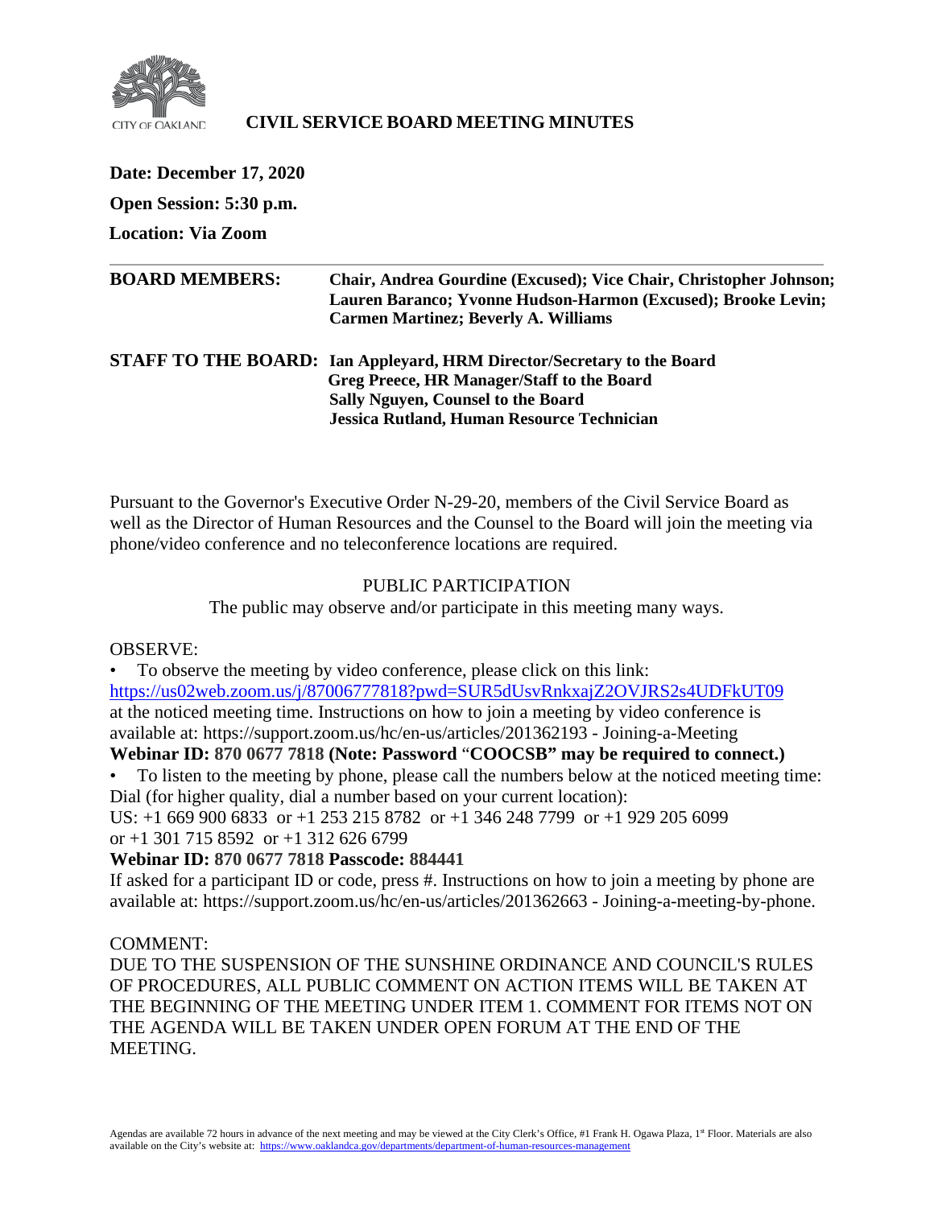CITY OF OAKLAND

# CIVIL SERVICE BOARD MEETING MINUTES

**Date: December 17, 2020**

**Open Session: 5:30 p.m.**

**Location: Via Zoom**

---

**BOARD MEMBERS:** **Chair, Andrea Gourdine (Excused); Vice Chair, Christopher Johnson; Lauren Baranco; Yvonne Hudson-Harmon (Excused); Brooke Levin; Carmen Martinez; Beverly A. Williams**

**STAFF TO THE BOARD:** **Ian Appleyard, HRM Director/Secretary to the Board**
**Greg Preece, HR Manager/Staff to the Board**
**Sally Nguyen, Counsel to the Board**
**Jessica Rutland, Human Resource Technician**

Pursuant to the Governor's Executive Order N-29-20, members of the Civil Service Board as well as the Director of Human Resources and the Counsel to the Board will join the meeting via phone/video conference and no teleconference locations are required.

PUBLIC PARTICIPATION

The public may observe and/or participate in this meeting many ways.

OBSERVE:

- To observe the meeting by video conference, please click on this link: https://us02web.zoom.us/j/87006777818?pwd=SUR5dUsvRnkxajZ2OVJRS2s4UDFkUT09 at the noticed meeting time. Instructions on how to join a meeting by video conference is available at: https://support.zoom.us/hc/en-us/articles/201362193 - Joining-a-Meeting

**Webinar ID: 870 0677 7818 (Note: Password "COOCSB" may be required to connect.)**

- To listen to the meeting by phone, please call the numbers below at the noticed meeting time: Dial (for higher quality, dial a number based on your current location):

US: +1 669 900 6833 or +1 253 215 8782 or +1 346 248 7799 or +1 929 205 6099 or +1 301 715 8592 or +1 312 626 6799

**Webinar ID: 870 0677 7818 Passcode: 884441**

If asked for a participant ID or code, press #. Instructions on how to join a meeting by phone are available at: https://support.zoom.us/hc/en-us/articles/201362663 - Joining-a-meeting-by-phone.

COMMENT:

DUE TO THE SUSPENSION OF THE SUNSHINE ORDINANCE AND COUNCIL'S RULES OF PROCEDURES, ALL PUBLIC COMMENT ON ACTION ITEMS WILL BE TAKEN AT THE BEGINNING OF THE MEETING UNDER ITEM 1. COMMENT FOR ITEMS NOT ON THE AGENDA WILL BE TAKEN UNDER OPEN FORUM AT THE END OF THE MEETING.

Agendas are available 72 hours in advance of the next meeting and may be viewed at the City Clerk's Office, #1 Frank H. Ogawa Plaza, 1st Floor. Materials are also available on the City's website at: https://www.oaklandca.gov/departments/department-of-human-resources-management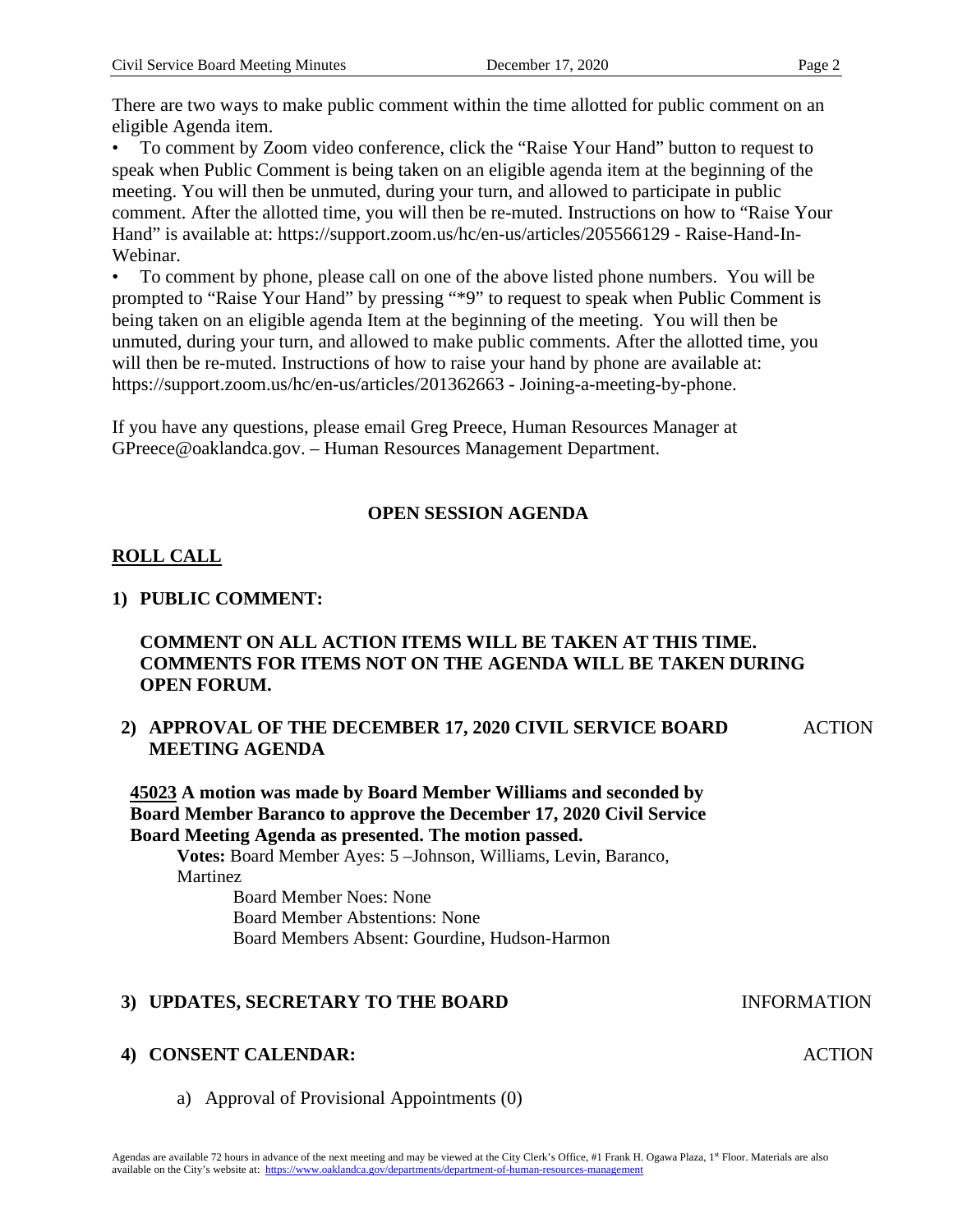There are two ways to make public comment within the time allotted for public comment on an eligible Agenda item.

• To comment by Zoom video conference, click the "Raise Your Hand" button to request to speak when Public Comment is being taken on an eligible agenda item at the beginning of the meeting. You will then be unmuted, during your turn, and allowed to participate in public comment. After the allotted time, you will then be re-muted. Instructions on how to "Raise Your Hand" is available at: https://support.zoom.us/hc/en-us/articles/205566129 - Raise-Hand-In-Webinar.

• To comment by phone, please call on one of the above listed phone numbers. You will be prompted to "Raise Your Hand" by pressing "*9" to request to speak when Public Comment is being taken on an eligible agenda Item at the beginning of the meeting. You will then be unmuted, during your turn, and allowed to make public comments. After the allotted time, you will then be re-muted. Instructions of how to raise your hand by phone are available at: https://support.zoom.us/hc/en-us/articles/201362663 - Joining-a-meeting-by-phone.

If you have any questions, please email Greg Preece, Human Resources Manager at GPreece@oaklandca.gov. – Human Resources Management Department.

## OPEN SESSION AGENDA

**ROLL CALL**

**1) PUBLIC COMMENT:**

**COMMENT ON ALL ACTION ITEMS WILL BE TAKEN AT THIS TIME. COMMENTS FOR ITEMS NOT ON THE AGENDA WILL BE TAKEN DURING OPEN FORUM.**

**2) APPROVAL OF THE DECEMBER 17, 2020 CIVIL SERVICE BOARD MEETING AGENDA** — ACTION

**45023 A motion was made by Board Member Williams and seconded by Board Member Baranco to approve the December 17, 2020 Civil Service Board Meeting Agenda as presented. The motion passed.**

**Votes:** Board Member Ayes: 5 –Johnson, Williams, Levin, Baranco, Martinez
Board Member Noes: None
Board Member Abstentions: None
Board Members Absent: Gourdine, Hudson-Harmon

**3) UPDATES, SECRETARY TO THE BOARD** — INFORMATION

**4) CONSENT CALENDAR:** — ACTION

a) Approval of Provisional Appointments (0)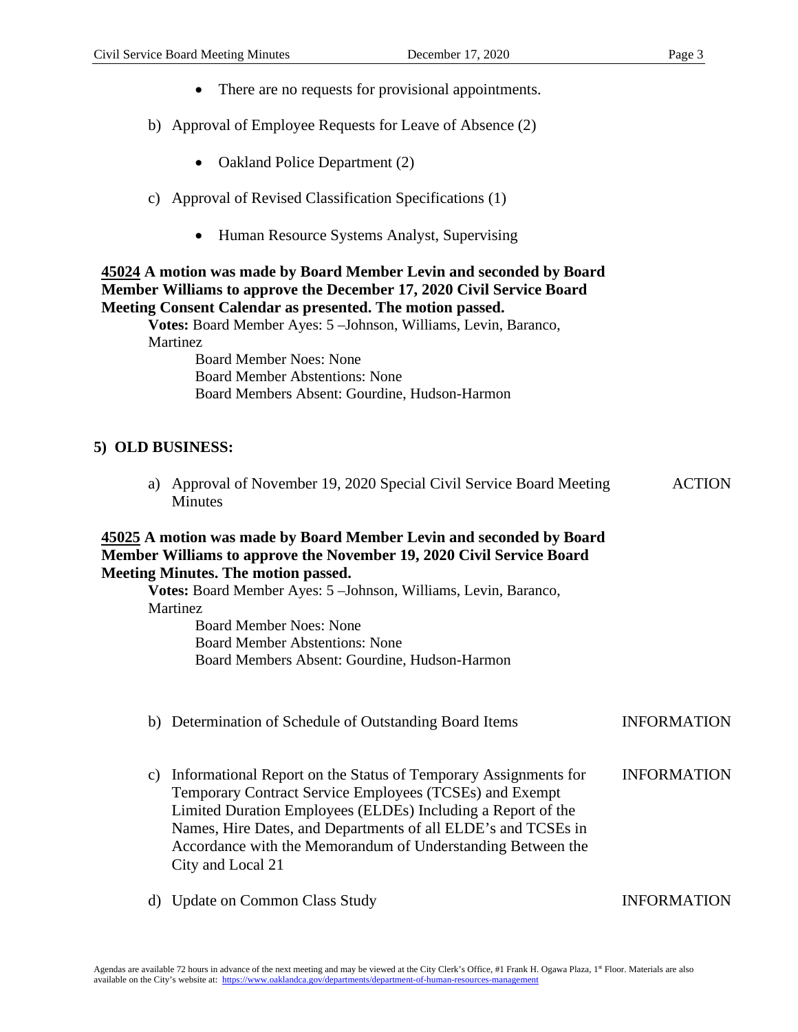- There are no requests for provisional appointments.

b) Approval of Employee Requests for Leave of Absence (2)

- Oakland Police Department (2)

c) Approval of Revised Classification Specifications (1)

- Human Resource Systems Analyst, Supervising

**<u>45024</u> A motion was made by Board Member Levin and seconded by Board Member Williams to approve the December 17, 2020 Civil Service Board Meeting Consent Calendar as presented. The motion passed.**

**Votes:** Board Member Ayes: 5 –Johnson, Williams, Levin, Baranco, Martinez
Board Member Noes: None
Board Member Abstentions: None
Board Members Absent: Gourdine, Hudson-Harmon

## 5) OLD BUSINESS:

a) Approval of November 19, 2020 Special Civil Service Board Meeting Minutes — ACTION

**<u>45025</u> A motion was made by Board Member Levin and seconded by Board Member Williams to approve the November 19, 2020 Civil Service Board Meeting Minutes. The motion passed.**

**Votes:** Board Member Ayes: 5 –Johnson, Williams, Levin, Baranco, Martinez
Board Member Noes: None
Board Member Abstentions: None
Board Members Absent: Gourdine, Hudson-Harmon

b) Determination of Schedule of Outstanding Board Items — INFORMATION

c) Informational Report on the Status of Temporary Assignments for Temporary Contract Service Employees (TCSEs) and Exempt Limited Duration Employees (ELDEs) Including a Report of the Names, Hire Dates, and Departments of all ELDE's and TCSEs in Accordance with the Memorandum of Understanding Between the City and Local 21 — INFORMATION

d) Update on Common Class Study — INFORMATION

Agendas are available 72 hours in advance of the next meeting and may be viewed at the City Clerk's Office, #1 Frank H. Ogawa Plaza, 1st Floor. Materials are also available on the City's website at: https://www.oaklandca.gov/departments/department-of-human-resources-management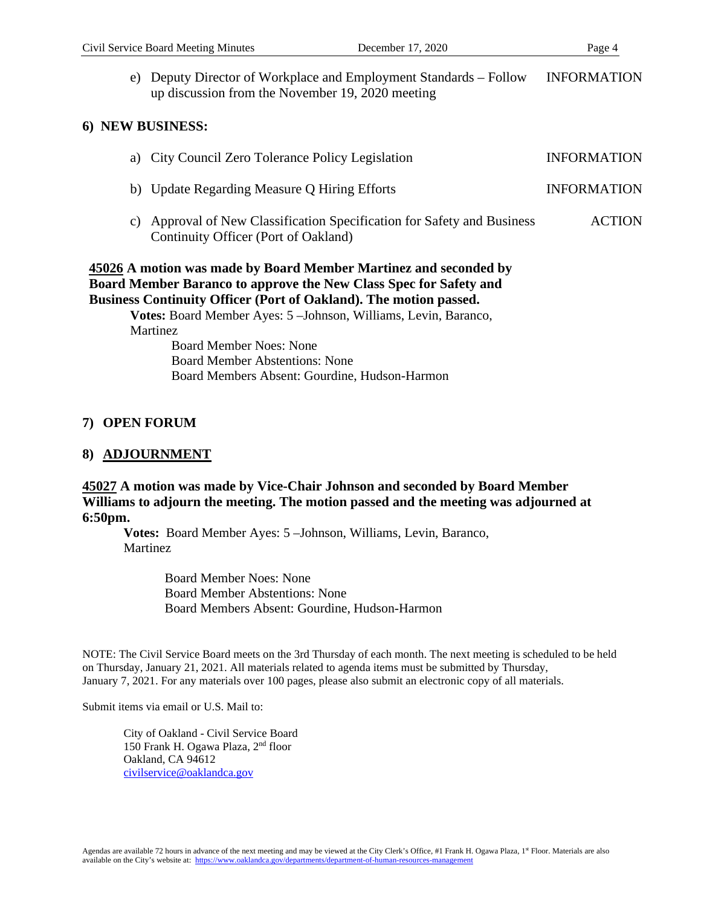e) Deputy Director of Workplace and Employment Standards – Follow up discussion from the November 19, 2020 meeting — INFORMATION

## 6) NEW BUSINESS:

a) City Council Zero Tolerance Policy Legislation — INFORMATION

b) Update Regarding Measure Q Hiring Efforts — INFORMATION

c) Approval of New Classification Specification for Safety and Business Continuity Officer (Port of Oakland) — ACTION

**45026 A motion was made by Board Member Martinez and seconded by Board Member Baranco to approve the New Class Spec for Safety and Business Continuity Officer (Port of Oakland). The motion passed.**

**Votes:** Board Member Ayes: 5 –Johnson, Williams, Levin, Baranco, Martinez

Board Member Noes: None
Board Member Abstentions: None
Board Members Absent: Gourdine, Hudson-Harmon

## 7) OPEN FORUM

## 8) ADJOURNMENT

**45027 A motion was made by Vice-Chair Johnson and seconded by Board Member Williams to adjourn the meeting. The motion passed and the meeting was adjourned at 6:50pm.**

**Votes:** Board Member Ayes: 5 –Johnson, Williams, Levin, Baranco, Martinez

Board Member Noes: None
Board Member Abstentions: None
Board Members Absent: Gourdine, Hudson-Harmon

NOTE: The Civil Service Board meets on the 3rd Thursday of each month. The next meeting is scheduled to be held on Thursday, January 21, 2021. All materials related to agenda items must be submitted by Thursday, January 7, 2021. For any materials over 100 pages, please also submit an electronic copy of all materials.

Submit items via email or U.S. Mail to:

City of Oakland - Civil Service Board
150 Frank H. Ogawa Plaza, 2nd floor
Oakland, CA 94612
civilservice@oaklandca.gov

Agendas are available 72 hours in advance of the next meeting and may be viewed at the City Clerk's Office, #1 Frank H. Ogawa Plaza, 1st Floor. Materials are also available on the City's website at: https://www.oaklandca.gov/departments/department-of-human-resources-management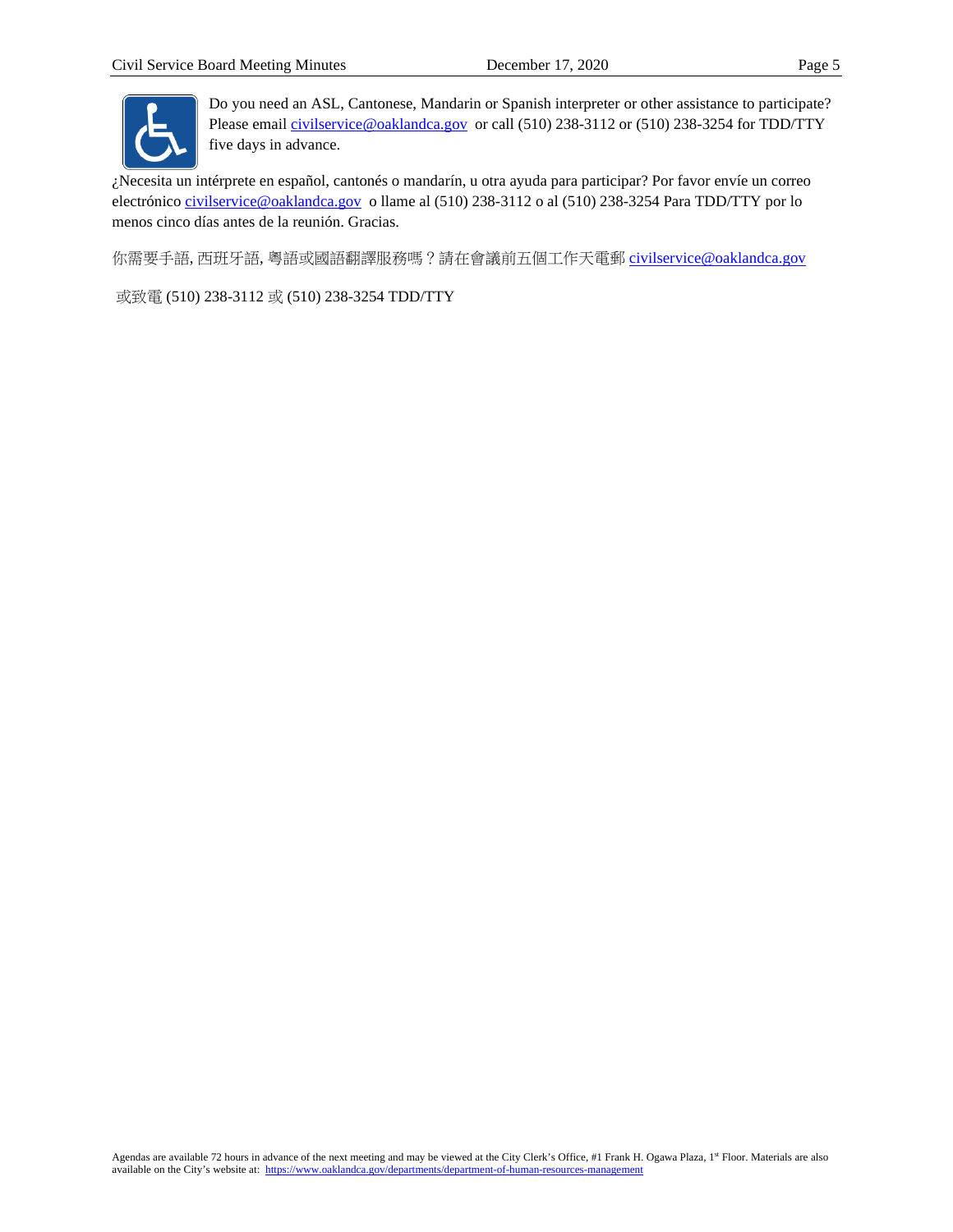Do you need an ASL, Cantonese, Mandarin or Spanish interpreter or other assistance to participate? Please email civilservice@oaklandca.gov or call (510) 238-3112 or (510) 238-3254 for TDD/TTY five days in advance.

¿Necesita un intérprete en español, cantonés o mandarín, u otra ayuda para participar? Por favor envíe un correo electrónico civilservice@oaklandca.gov o llame al (510) 238-3112 o al (510) 238-3254 Para TDD/TTY por lo menos cinco días antes de la reunión. Gracias.

你需要手語, 西班牙語, 粵語或國語翻譯服務嗎？請在會議前五個工作天電郵 civilservice@oaklandca.gov

或致電 (510) 238-3112 或 (510) 238-3254 TDD/TTY

Agendas are available 72 hours in advance of the next meeting and may be viewed at the City Clerk's Office, #1 Frank H. Ogawa Plaza, 1st Floor. Materials are also available on the City's website at: https://www.oaklandca.gov/departments/department-of-human-resources-management